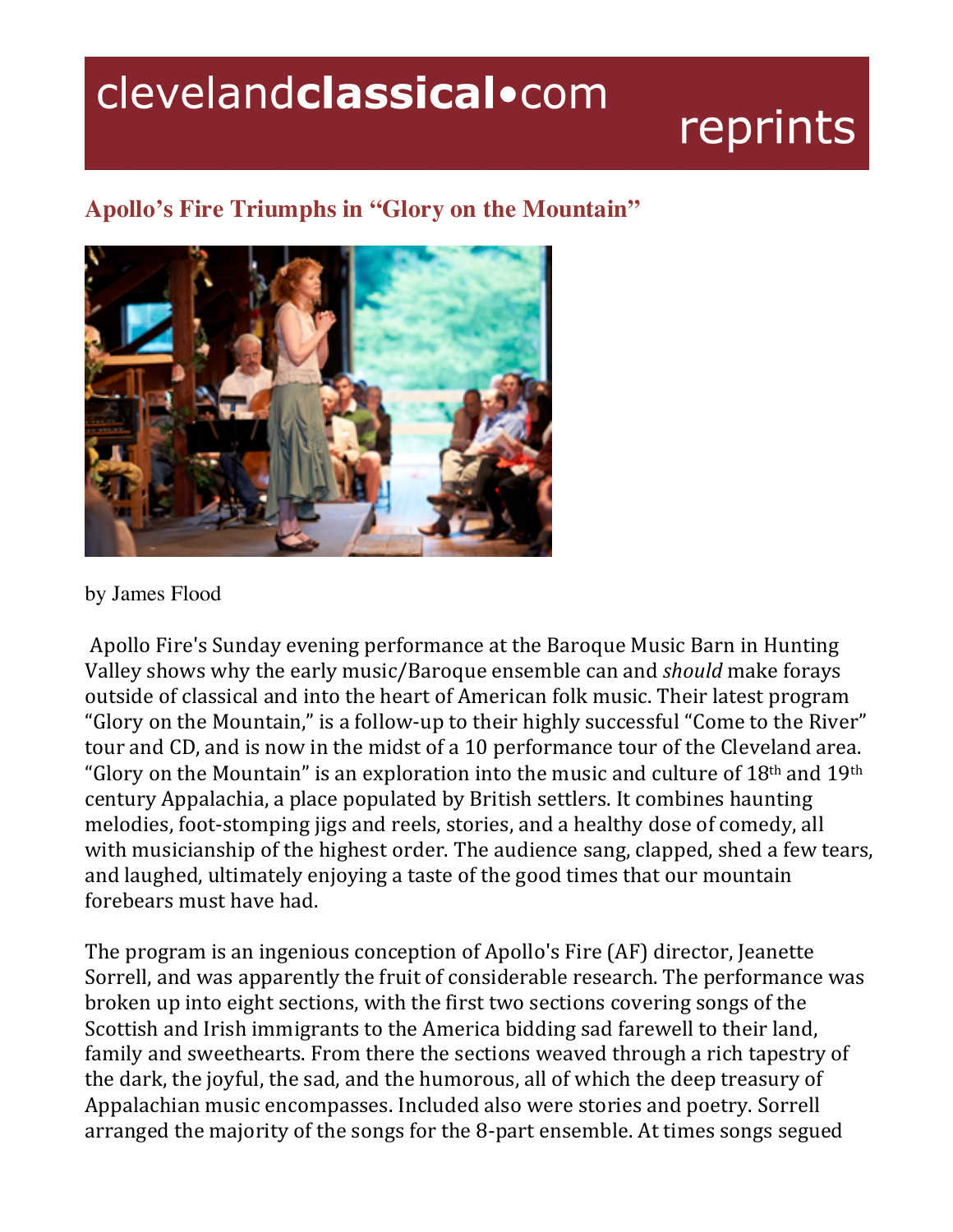clevelandclassical•com reprints

## Apollo's Fire Triumphs in "Glory on the Mountain"

by James Flood

Apollo Fire's Sunday evening performance at the Baroque Music Barn in Hunting Valley shows why the early music/Baroque ensemble can and *should* make forays outside of classical and into the heart of American folk music. Their latest program "Glory on the Mountain," is a follow-up to their highly successful "Come to the River" tour and CD, and is now in the midst of a 10 performance tour of the Cleveland area. "Glory on the Mountain" is an exploration into the music and culture of 18th and 19th century Appalachia, a place populated by British settlers. It combines haunting melodies, foot-stomping jigs and reels, stories, and a healthy dose of comedy, all with musicianship of the highest order. The audience sang, clapped, shed a few tears, and laughed, ultimately enjoying a taste of the good times that our mountain forebears must have had.

The program is an ingenious conception of Apollo's Fire (AF) director, Jeanette Sorrell, and was apparently the fruit of considerable research. The performance was broken up into eight sections, with the first two sections covering songs of the Scottish and Irish immigrants to the America bidding sad farewell to their land, family and sweethearts. From there the sections weaved through a rich tapestry of the dark, the joyful, the sad, and the humorous, all of which the deep treasury of Appalachian music encompasses. Included also were stories and poetry. Sorrell arranged the majority of the songs for the 8-part ensemble. At times songs segued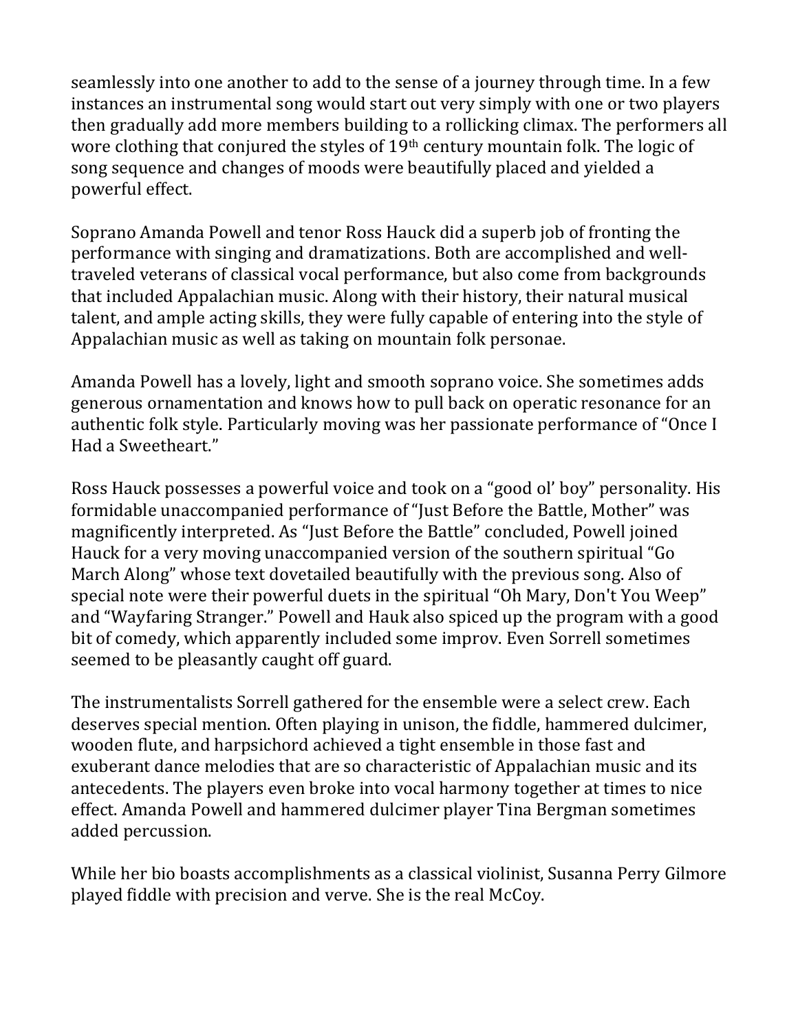seamlessly into one another to add to the sense of a journey through time. In a few instances an instrumental song would start out very simply with one or two players then gradually add more members building to a rollicking climax. The performers all wore clothing that conjured the styles of 19th century mountain folk. The logic of song sequence and changes of moods were beautifully placed and yielded a powerful effect.

Soprano Amanda Powell and tenor Ross Hauck did a superb job of fronting the performance with singing and dramatizations. Both are accomplished and well-traveled veterans of classical vocal performance, but also come from backgrounds that included Appalachian music. Along with their history, their natural musical talent, and ample acting skills, they were fully capable of entering into the style of Appalachian music as well as taking on mountain folk personae.

Amanda Powell has a lovely, light and smooth soprano voice. She sometimes adds generous ornamentation and knows how to pull back on operatic resonance for an authentic folk style. Particularly moving was her passionate performance of "Once I Had a Sweetheart."

Ross Hauck possesses a powerful voice and took on a "good ol' boy" personality. His formidable unaccompanied performance of "Just Before the Battle, Mother" was magnificently interpreted. As "Just Before the Battle" concluded, Powell joined Hauck for a very moving unaccompanied version of the southern spiritual "Go March Along" whose text dovetailed beautifully with the previous song. Also of special note were their powerful duets in the spiritual "Oh Mary, Don't You Weep" and "Wayfaring Stranger." Powell and Hauk also spiced up the program with a good bit of comedy, which apparently included some improv. Even Sorrell sometimes seemed to be pleasantly caught off guard.

The instrumentalists Sorrell gathered for the ensemble were a select crew. Each deserves special mention. Often playing in unison, the fiddle, hammered dulcimer, wooden flute, and harpsichord achieved a tight ensemble in those fast and exuberant dance melodies that are so characteristic of Appalachian music and its antecedents. The players even broke into vocal harmony together at times to nice effect. Amanda Powell and hammered dulcimer player Tina Bergman sometimes added percussion.

While her bio boasts accomplishments as a classical violinist, Susanna Perry Gilmore played fiddle with precision and verve. She is the real McCoy.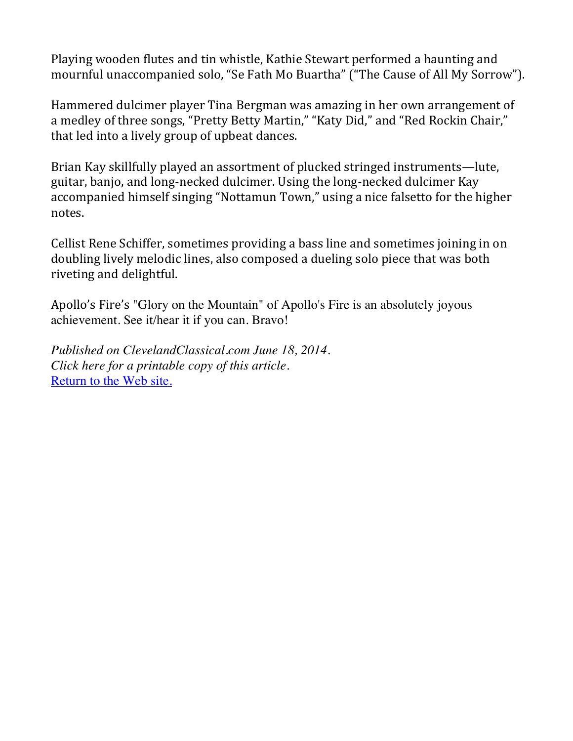Playing wooden flutes and tin whistle, Kathie Stewart performed a haunting and mournful unaccompanied solo, "Se Fath Mo Buartha" ("The Cause of All My Sorrow").

Hammered dulcimer player Tina Bergman was amazing in her own arrangement of a medley of three songs, "Pretty Betty Martin," "Katy Did," and "Red Rockin Chair," that led into a lively group of upbeat dances.

Brian Kay skillfully played an assortment of plucked stringed instruments—lute, guitar, banjo, and long-necked dulcimer. Using the long-necked dulcimer Kay accompanied himself singing "Nottamun Town," using a nice falsetto for the higher notes.

Cellist Rene Schiffer, sometimes providing a bass line and sometimes joining in on doubling lively melodic lines, also composed a dueling solo piece that was both riveting and delightful.

Apollo's Fire's "Glory on the Mountain" of Apollo's Fire is an absolutely joyous achievement. See it/hear it if you can. Bravo!

*Published on ClevelandClassical.com June 18, 2014.*
*Click here for a printable copy of this article.*
Return to the Web site.